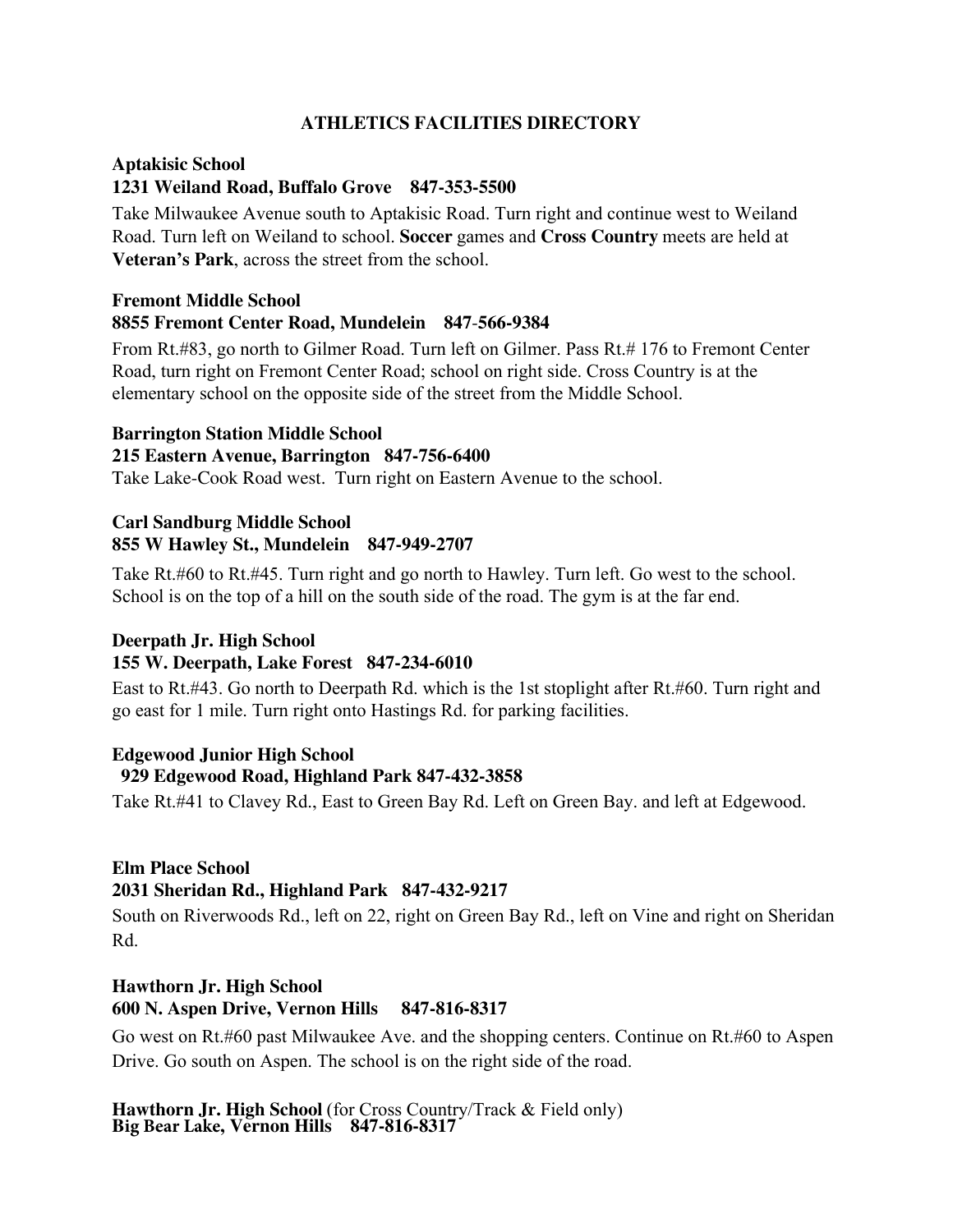# ATHLETICS FACILITIES DIRECTORY

**Aptakisic School**
**1231 Weiland Road, Buffalo Grove 847-353-5500**

Take Milwaukee Avenue south to Aptakisic Road. Turn right and continue west to Weiland Road. Turn left on Weiland to school. **Soccer** games and **Cross Country** meets are held at **Veteran's Park**, across the street from the school.

**Fremont Middle School**
**8855 Fremont Center Road, Mundelein 847-566-9384**

From Rt.#83, go north to Gilmer Road. Turn left on Gilmer. Pass Rt.# 176 to Fremont Center Road, turn right on Fremont Center Road; school on right side. Cross Country is at the elementary school on the opposite side of the street from the Middle School.

**Barrington Station Middle School**
**215 Eastern Avenue, Barrington 847-756-6400**

Take Lake-Cook Road west. Turn right on Eastern Avenue to the school.

**Carl Sandburg Middle School**
**855 W Hawley St., Mundelein 847-949-2707**

Take Rt.#60 to Rt.#45. Turn right and go north to Hawley. Turn left. Go west to the school. School is on the top of a hill on the south side of the road. The gym is at the far end.

**Deerpath Jr. High School**
**155 W. Deerpath, Lake Forest 847-234-6010**

East to Rt.#43. Go north to Deerpath Rd. which is the 1st stoplight after Rt.#60. Turn right and go east for 1 mile. Turn right onto Hastings Rd. for parking facilities.

**Edgewood Junior High School**
**929 Edgewood Road, Highland Park 847-432-3858**

Take Rt.#41 to Clavey Rd., East to Green Bay Rd. Left on Green Bay. and left at Edgewood.

**Elm Place School**
**2031 Sheridan Rd., Highland Park 847-432-9217**

South on Riverwoods Rd., left on 22, right on Green Bay Rd., left on Vine and right on Sheridan Rd.

**Hawthorn Jr. High School**
**600 N. Aspen Drive, Vernon Hills 847-816-8317**

Go west on Rt.#60 past Milwaukee Ave. and the shopping centers. Continue on Rt.#60 to Aspen Drive. Go south on Aspen. The school is on the right side of the road.

**Hawthorn Jr. High School** (for Cross Country/Track & Field only)
**Big Bear Lake, Vernon Hills 847-816-8317**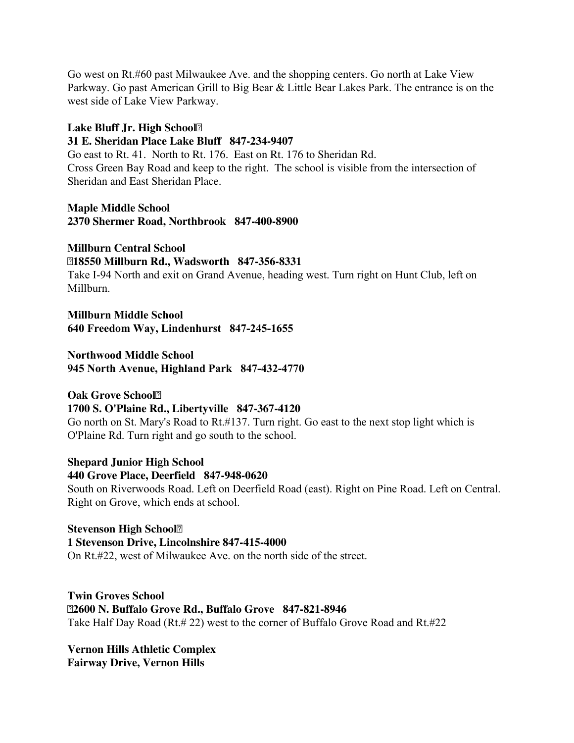Go west on Rt.#60 past Milwaukee Ave. and the shopping centers. Go north at Lake View Parkway. Go past American Grill to Big Bear & Little Bear Lakes Park. The entrance is on the west side of Lake View Parkway.

**Lake Bluff Jr. High School**
**31 E. Sheridan Place Lake Bluff   847-234-9407**
Go east to Rt. 41. North to Rt. 176. East on Rt. 176 to Sheridan Rd.
Cross Green Bay Road and keep to the right. The school is visible from the intersection of Sheridan and East Sheridan Place.

**Maple Middle School**
**2370 Shermer Road, Northbrook   847-400-8900**

**Millburn Central School**
**18550 Millburn Rd., Wadsworth   847-356-8331**
Take I-94 North and exit on Grand Avenue, heading west. Turn right on Hunt Club, left on Millburn.

**Millburn Middle School**
**640 Freedom Way, Lindenhurst   847-245-1655**

**Northwood Middle School**
**945 North Avenue, Highland Park   847-432-4770**

**Oak Grove School**
**1700 S. O'Plaine Rd., Libertyville   847-367-4120**
Go north on St. Mary's Road to Rt.#137. Turn right. Go east to the next stop light which is O'Plaine Rd. Turn right and go south to the school.

**Shepard Junior High School**
**440 Grove Place, Deerfield   847-948-0620**
South on Riverwoods Road. Left on Deerfield Road (east). Right on Pine Road. Left on Central. Right on Grove, which ends at school.

**Stevenson High School**
**1 Stevenson Drive, Lincolnshire 847-415-4000**
On Rt.#22, west of Milwaukee Ave. on the north side of the street.

**Twin Groves School**
**2600 N. Buffalo Grove Rd., Buffalo Grove   847-821-8946**
Take Half Day Road (Rt.# 22) west to the corner of Buffalo Grove Road and Rt.#22

**Vernon Hills Athletic Complex**
**Fairway Drive, Vernon Hills**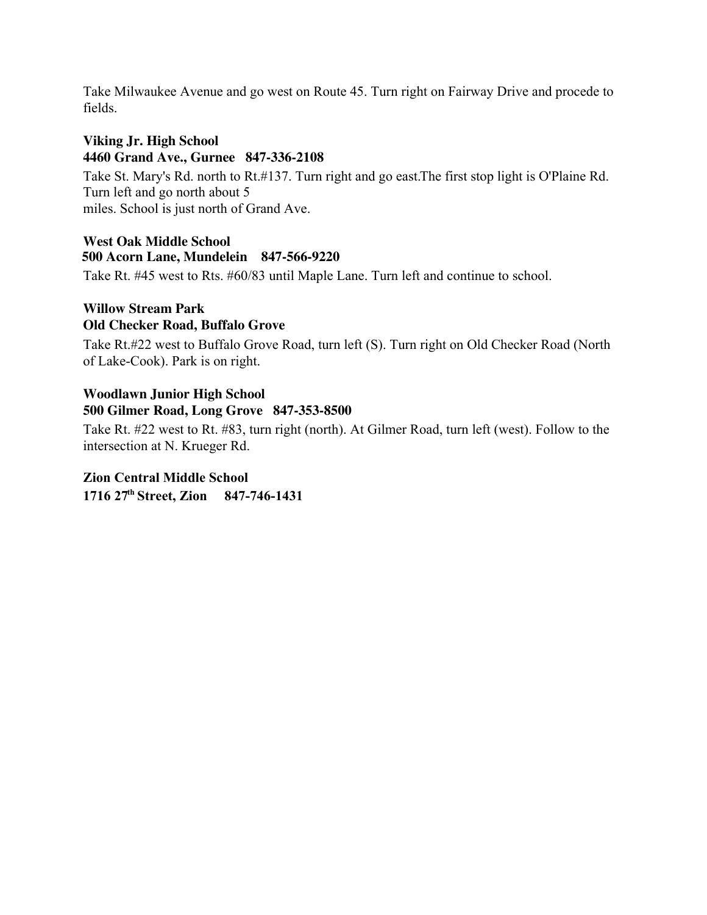Take Milwaukee Avenue and go west on Route 45. Turn right on Fairway Drive and procede to fields.

**Viking Jr. High School**
**4460 Grand Ave., Gurnee 847-336-2108**

Take St. Mary's Rd. north to Rt.#137. Turn right and go east.The first stop light is O'Plaine Rd. Turn left and go north about 5
miles. School is just north of Grand Ave.

**West Oak Middle School**
**500 Acorn Lane, Mundelein 847-566-9220**

Take Rt. #45 west to Rts. #60/83 until Maple Lane. Turn left and continue to school.

**Willow Stream Park**
**Old Checker Road, Buffalo Grove**

Take Rt.#22 west to Buffalo Grove Road, turn left (S). Turn right on Old Checker Road (North of Lake-Cook). Park is on right.

**Woodlawn Junior High School**
**500 Gilmer Road, Long Grove 847-353-8500**

Take Rt. #22 west to Rt. #83, turn right (north). At Gilmer Road, turn left (west). Follow to the intersection at N. Krueger Rd.

**Zion Central Middle School**
**1716 27th Street, Zion 847-746-1431**